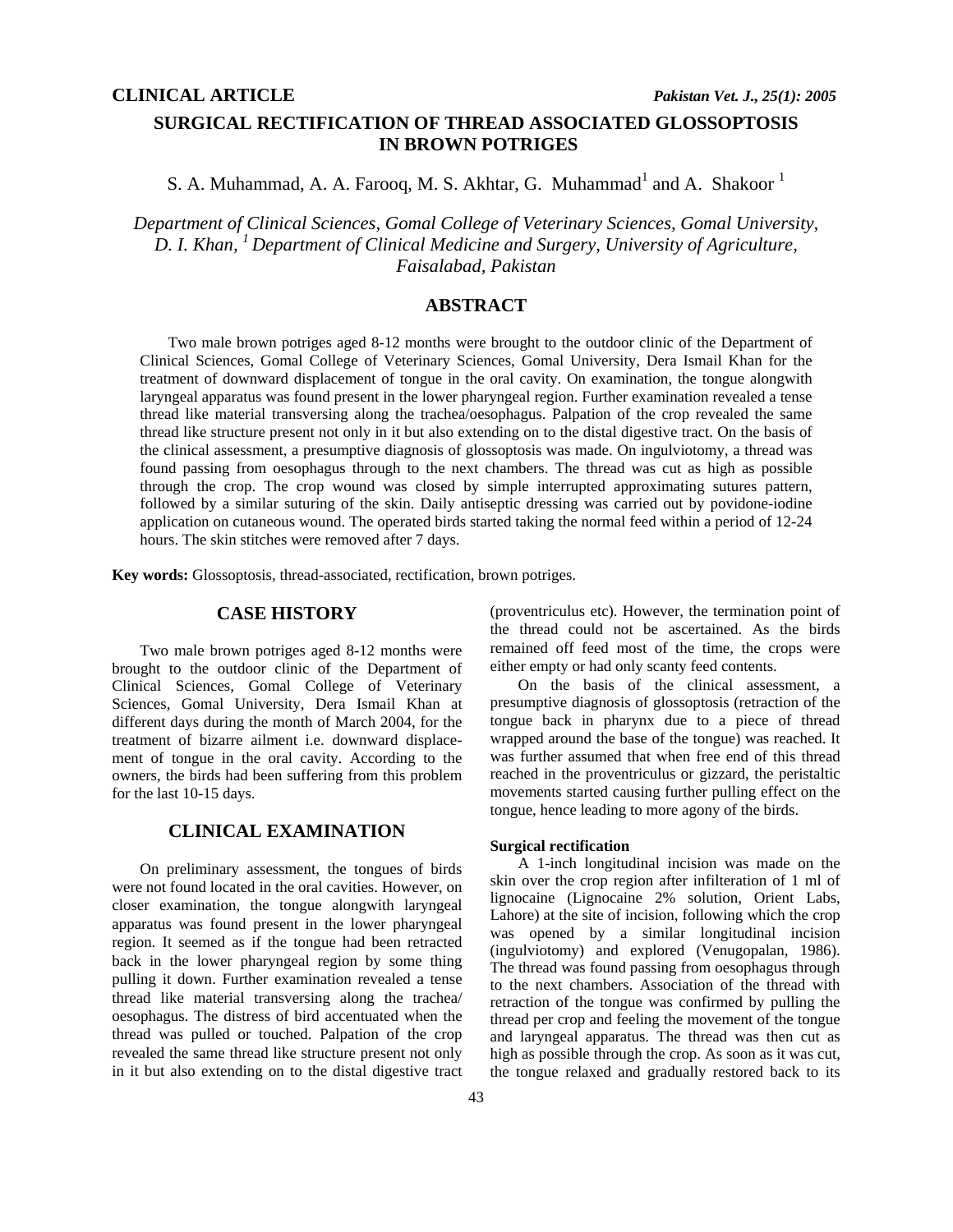**CLINICAL ARTICLE**

# SURGICAL RECTIFICATION OF THREAD ASSOCIATED GLOSSOPTOSIS IN BROWN POTRIGES

S. A. Muhammad, A. A. Farooq, M. S. Akhtar, G. Muhammad[1] and A. Shakoor [1]

*Department of Clinical Sciences, Gomal College of Veterinary Sciences, Gomal University, D. I. Khan, [1] Department of Clinical Medicine and Surgery, University of Agriculture, Faisalabad, Pakistan*

## ABSTRACT

Two male brown potriges aged 8-12 months were brought to the outdoor clinic of the Department of Clinical Sciences, Gomal College of Veterinary Sciences, Gomal University, Dera Ismail Khan for the treatment of downward displacement of tongue in the oral cavity. On examination, the tongue alongwith laryngeal apparatus was found present in the lower pharyngeal region. Further examination revealed a tense thread like material transversing along the trachea/oesophagus. Palpation of the crop revealed the same thread like structure present not only in it but also extending on to the distal digestive tract. On the basis of the clinical assessment, a presumptive diagnosis of glossoptosis was made. On ingulviotomy, a thread was found passing from oesophagus through to the next chambers. The thread was cut as high as possible through the crop. The crop wound was closed by simple interrupted approximating sutures pattern, followed by a similar suturing of the skin. Daily antiseptic dressing was carried out by povidone-iodine application on cutaneous wound. The operated birds started taking the normal feed within a period of 12-24 hours. The skin stitches were removed after 7 days.

**Key words:** Glossoptosis, thread-associated, rectification, brown potriges.

## CASE HISTORY

Two male brown potriges aged 8-12 months were brought to the outdoor clinic of the Department of Clinical Sciences, Gomal College of Veterinary Sciences, Gomal University, Dera Ismail Khan at different days during the month of March 2004, for the treatment of bizarre ailment i.e. downward displacement of tongue in the oral cavity. According to the owners, the birds had been suffering from this problem for the last 10-15 days.

## CLINICAL EXAMINATION

On preliminary assessment, the tongues of birds were not found located in the oral cavities. However, on closer examination, the tongue alongwith laryngeal apparatus was found present in the lower pharyngeal region. It seemed as if the tongue had been retracted back in the lower pharyngeal region by some thing pulling it down. Further examination revealed a tense thread like material transversing along the trachea/ oesophagus. The distress of bird accentuated when the thread was pulled or touched. Palpation of the crop revealed the same thread like structure present not only in it but also extending on to the distal digestive tract (proventriculus etc). However, the termination point of the thread could not be ascertained. As the birds remained off feed most of the time, the crops were either empty or had only scanty feed contents.

On the basis of the clinical assessment, a presumptive diagnosis of glossoptosis (retraction of the tongue back in pharynx due to a piece of thread wrapped around the base of the tongue) was reached. It was further assumed that when free end of this thread reached in the proventriculus or gizzard, the peristaltic movements started causing further pulling effect on the tongue, hence leading to more agony of the birds.

### Surgical rectification

A 1-inch longitudinal incision was made on the skin over the crop region after infilteration of 1 ml of lignocaine (Lignocaine 2% solution, Orient Labs, Lahore) at the site of incision, following which the crop was opened by a similar longitudinal incision (ingulviotomy) and explored (Venugopalan, 1986). The thread was found passing from oesophagus through to the next chambers. Association of the thread with retraction of the tongue was confirmed by pulling the thread per crop and feeling the movement of the tongue and laryngeal apparatus. The thread was then cut as high as possible through the crop. As soon as it was cut, the tongue relaxed and gradually restored back to its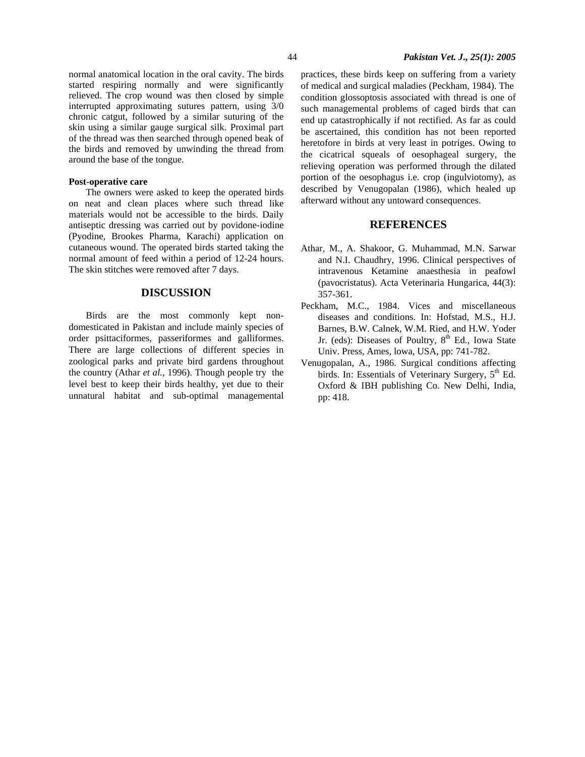normal anatomical location in the oral cavity. The birds started respiring normally and were significantly relieved. The crop wound was then closed by simple interrupted approximating sutures pattern, using 3/0 chronic catgut, followed by a similar suturing of the skin using a similar gauge surgical silk. Proximal part of the thread was then searched through opened beak of the birds and removed by unwinding the thread from around the base of the tongue.

**Post-operative care**

The owners were asked to keep the operated birds on neat and clean places where such thread like materials would not be accessible to the birds. Daily antiseptic dressing was carried out by povidone-iodine (Pyodine, Brookes Pharma, Karachi) application on cutaneous wound. The operated birds started taking the normal amount of feed within a period of 12-24 hours. The skin stitches were removed after 7 days.

## DISCUSSION

Birds are the most commonly kept non-domesticated in Pakistan and include mainly species of order psittaciformes, passeriformes and galliformes. There are large collections of different species in zoological parks and private bird gardens throughout the country (Athar *et al.,* 1996). Though people try the level best to keep their birds healthy, yet due to their unnatural habitat and sub-optimal managemental practices, these birds keep on suffering from a variety of medical and surgical maladies (Peckham, 1984). The condition glossoptosis associated with thread is one of such managemental problems of caged birds that can end up catastrophically if not rectified. As far as could be ascertained, this condition has not been reported heretofore in birds at very least in potriges. Owing to the cicatrical squeals of oesophageal surgery, the relieving operation was performed through the dilated portion of the oesophagus i.e. crop (ingulviotomy), as described by Venugopalan (1986), which healed up afterward without any untoward consequences.

## REFERENCES

Athar, M., A. Shakoor, G. Muhammad, M.N. Sarwar and N.I. Chaudhry, 1996. Clinical perspectives of intravenous Ketamine anaesthesia in peafowl (pavocristatus). Acta Veterinaria Hungarica, 44(3): 357-361.

Peckham, M.C., 1984. Vices and miscellaneous diseases and conditions. In: Hofstad, M.S., H.J. Barnes, B.W. Calnek, W.M. Ried, and H.W. Yoder Jr. (eds): Diseases of Poultry, 8th Ed., Iowa State Univ. Press, Ames, lowa, USA, pp: 741-782.

Venugopalan, A., 1986. Surgical conditions affecting birds. In: Essentials of Veterinary Surgery, 5th Ed. Oxford & IBH publishing Co. New Delhi, India, pp: 418.